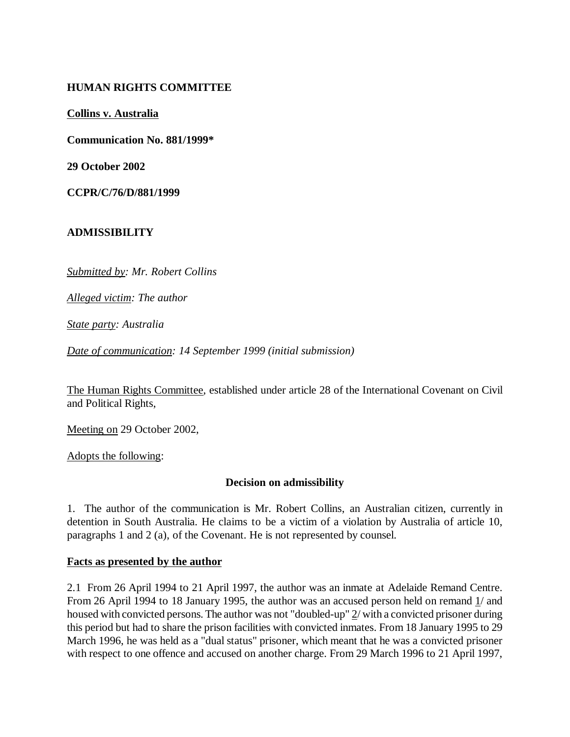**HUMAN RIGHTS COMMITTEE**

**Collins v. Australia**

**Communication No. 881/1999***

**29 October 2002**

**CCPR/C/76/D/881/1999**

**ADMISSIBILITY**

*Submitted by: Mr. Robert Collins*

*Alleged victim: The author*

*State party: Australia*

*Date of communication: 14 September 1999 (initial submission)*

The Human Rights Committee, established under article 28 of the International Covenant on Civil and Political Rights,

Meeting on 29 October 2002,

Adopts the following:

**Decision on admissibility**

1. The author of the communication is Mr. Robert Collins, an Australian citizen, currently in detention in South Australia. He claims to be a victim of a violation by Australia of article 10, paragraphs 1 and 2 (a), of the Covenant. He is not represented by counsel.

**Facts as presented by the author**

2.1 From 26 April 1994 to 21 April 1997, the author was an inmate at Adelaide Remand Centre. From 26 April 1994 to 18 January 1995, the author was an accused person held on remand 1/ and housed with convicted persons. The author was not "doubled-up" 2/ with a convicted prisoner during this period but had to share the prison facilities with convicted inmates. From 18 January 1995 to 29 March 1996, he was held as a "dual status" prisoner, which meant that he was a convicted prisoner with respect to one offence and accused on another charge. From 29 March 1996 to 21 April 1997,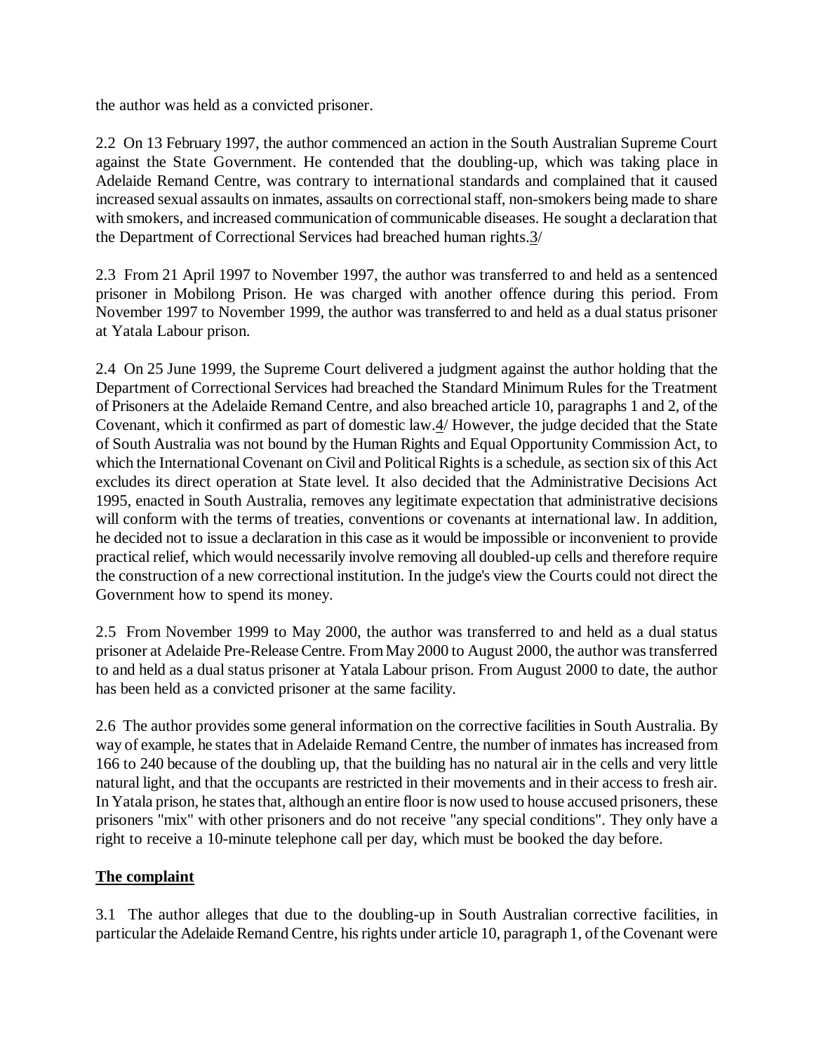the author was held as a convicted prisoner.

2.2 On 13 February 1997, the author commenced an action in the South Australian Supreme Court against the State Government. He contended that the doubling-up, which was taking place in Adelaide Remand Centre, was contrary to international standards and complained that it caused increased sexual assaults on inmates, assaults on correctional staff, non-smokers being made to share with smokers, and increased communication of communicable diseases. He sought a declaration that the Department of Correctional Services had breached human rights.3/

2.3 From 21 April 1997 to November 1997, the author was transferred to and held as a sentenced prisoner in Mobilong Prison. He was charged with another offence during this period. From November 1997 to November 1999, the author was transferred to and held as a dual status prisoner at Yatala Labour prison.

2.4 On 25 June 1999, the Supreme Court delivered a judgment against the author holding that the Department of Correctional Services had breached the Standard Minimum Rules for the Treatment of Prisoners at the Adelaide Remand Centre, and also breached article 10, paragraphs 1 and 2, of the Covenant, which it confirmed as part of domestic law.4/ However, the judge decided that the State of South Australia was not bound by the Human Rights and Equal Opportunity Commission Act, to which the International Covenant on Civil and Political Rights is a schedule, as section six of this Act excludes its direct operation at State level. It also decided that the Administrative Decisions Act 1995, enacted in South Australia, removes any legitimate expectation that administrative decisions will conform with the terms of treaties, conventions or covenants at international law. In addition, he decided not to issue a declaration in this case as it would be impossible or inconvenient to provide practical relief, which would necessarily involve removing all doubled-up cells and therefore require the construction of a new correctional institution. In the judge's view the Courts could not direct the Government how to spend its money.

2.5 From November 1999 to May 2000, the author was transferred to and held as a dual status prisoner at Adelaide Pre-Release Centre. From May 2000 to August 2000, the author was transferred to and held as a dual status prisoner at Yatala Labour prison. From August 2000 to date, the author has been held as a convicted prisoner at the same facility.

2.6 The author provides some general information on the corrective facilities in South Australia. By way of example, he states that in Adelaide Remand Centre, the number of inmates has increased from 166 to 240 because of the doubling up, that the building has no natural air in the cells and very little natural light, and that the occupants are restricted in their movements and in their access to fresh air. In Yatala prison, he states that, although an entire floor is now used to house accused prisoners, these prisoners "mix" with other prisoners and do not receive "any special conditions". They only have a right to receive a 10-minute telephone call per day, which must be booked the day before.

**The complaint**

3.1 The author alleges that due to the doubling-up in South Australian corrective facilities, in particular the Adelaide Remand Centre, his rights under article 10, paragraph 1, of the Covenant were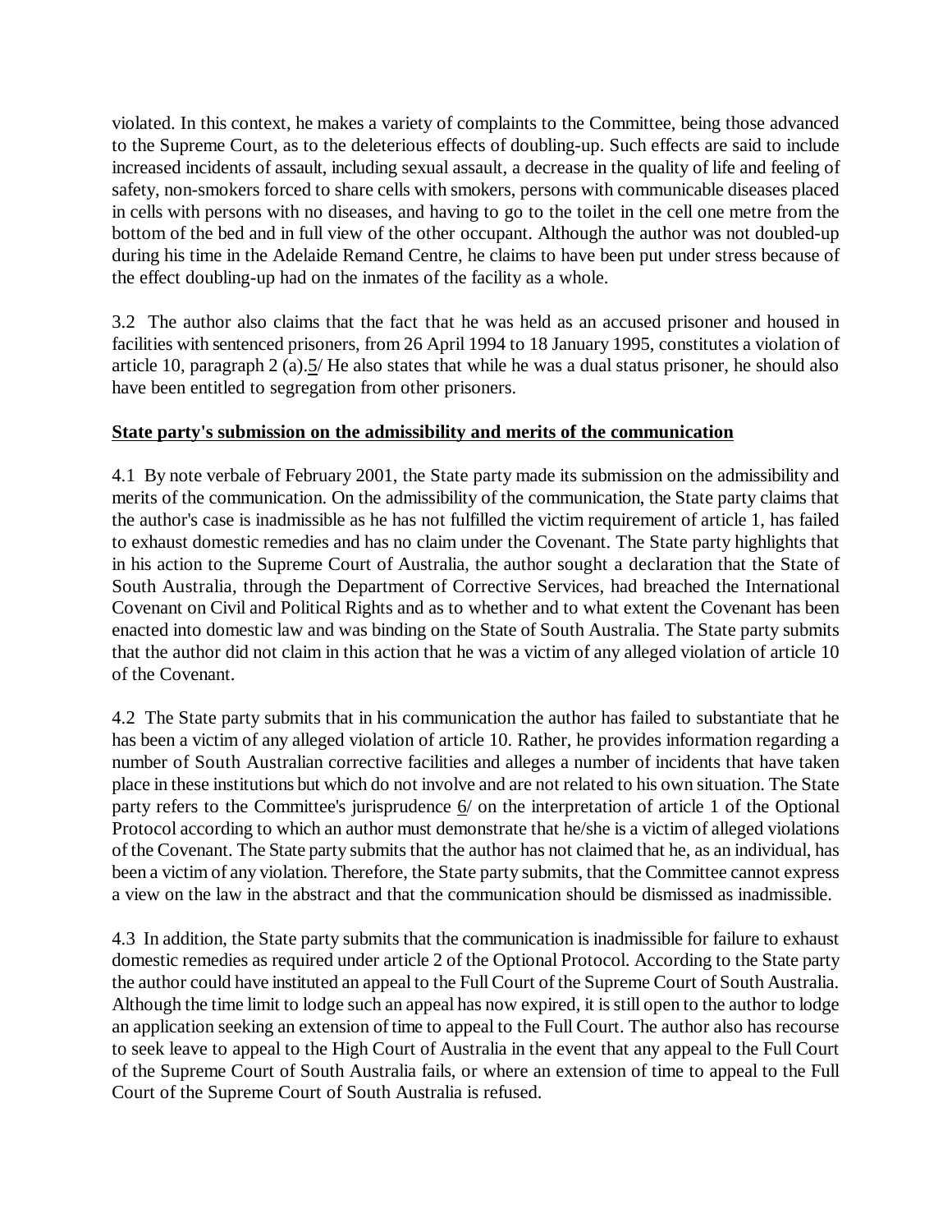violated. In this context, he makes a variety of complaints to the Committee, being those advanced to the Supreme Court, as to the deleterious effects of doubling-up. Such effects are said to include increased incidents of assault, including sexual assault, a decrease in the quality of life and feeling of safety, non-smokers forced to share cells with smokers, persons with communicable diseases placed in cells with persons with no diseases, and having to go to the toilet in the cell one metre from the bottom of the bed and in full view of the other occupant. Although the author was not doubled-up during his time in the Adelaide Remand Centre, he claims to have been put under stress because of the effect doubling-up had on the inmates of the facility as a whole.

3.2 The author also claims that the fact that he was held as an accused prisoner and housed in facilities with sentenced prisoners, from 26 April 1994 to 18 January 1995, constitutes a violation of article 10, paragraph 2 (a).5/ He also states that while he was a dual status prisoner, he should also have been entitled to segregation from other prisoners.

**State party's submission on the admissibility and merits of the communication**

4.1 By note verbale of February 2001, the State party made its submission on the admissibility and merits of the communication. On the admissibility of the communication, the State party claims that the author's case is inadmissible as he has not fulfilled the victim requirement of article 1, has failed to exhaust domestic remedies and has no claim under the Covenant. The State party highlights that in his action to the Supreme Court of Australia, the author sought a declaration that the State of South Australia, through the Department of Corrective Services, had breached the International Covenant on Civil and Political Rights and as to whether and to what extent the Covenant has been enacted into domestic law and was binding on the State of South Australia. The State party submits that the author did not claim in this action that he was a victim of any alleged violation of article 10 of the Covenant.

4.2 The State party submits that in his communication the author has failed to substantiate that he has been a victim of any alleged violation of article 10. Rather, he provides information regarding a number of South Australian corrective facilities and alleges a number of incidents that have taken place in these institutions but which do not involve and are not related to his own situation. The State party refers to the Committee's jurisprudence 6/ on the interpretation of article 1 of the Optional Protocol according to which an author must demonstrate that he/she is a victim of alleged violations of the Covenant. The State party submits that the author has not claimed that he, as an individual, has been a victim of any violation. Therefore, the State party submits, that the Committee cannot express a view on the law in the abstract and that the communication should be dismissed as inadmissible.

4.3 In addition, the State party submits that the communication is inadmissible for failure to exhaust domestic remedies as required under article 2 of the Optional Protocol. According to the State party the author could have instituted an appeal to the Full Court of the Supreme Court of South Australia. Although the time limit to lodge such an appeal has now expired, it is still open to the author to lodge an application seeking an extension of time to appeal to the Full Court. The author also has recourse to seek leave to appeal to the High Court of Australia in the event that any appeal to the Full Court of the Supreme Court of South Australia fails, or where an extension of time to appeal to the Full Court of the Supreme Court of South Australia is refused.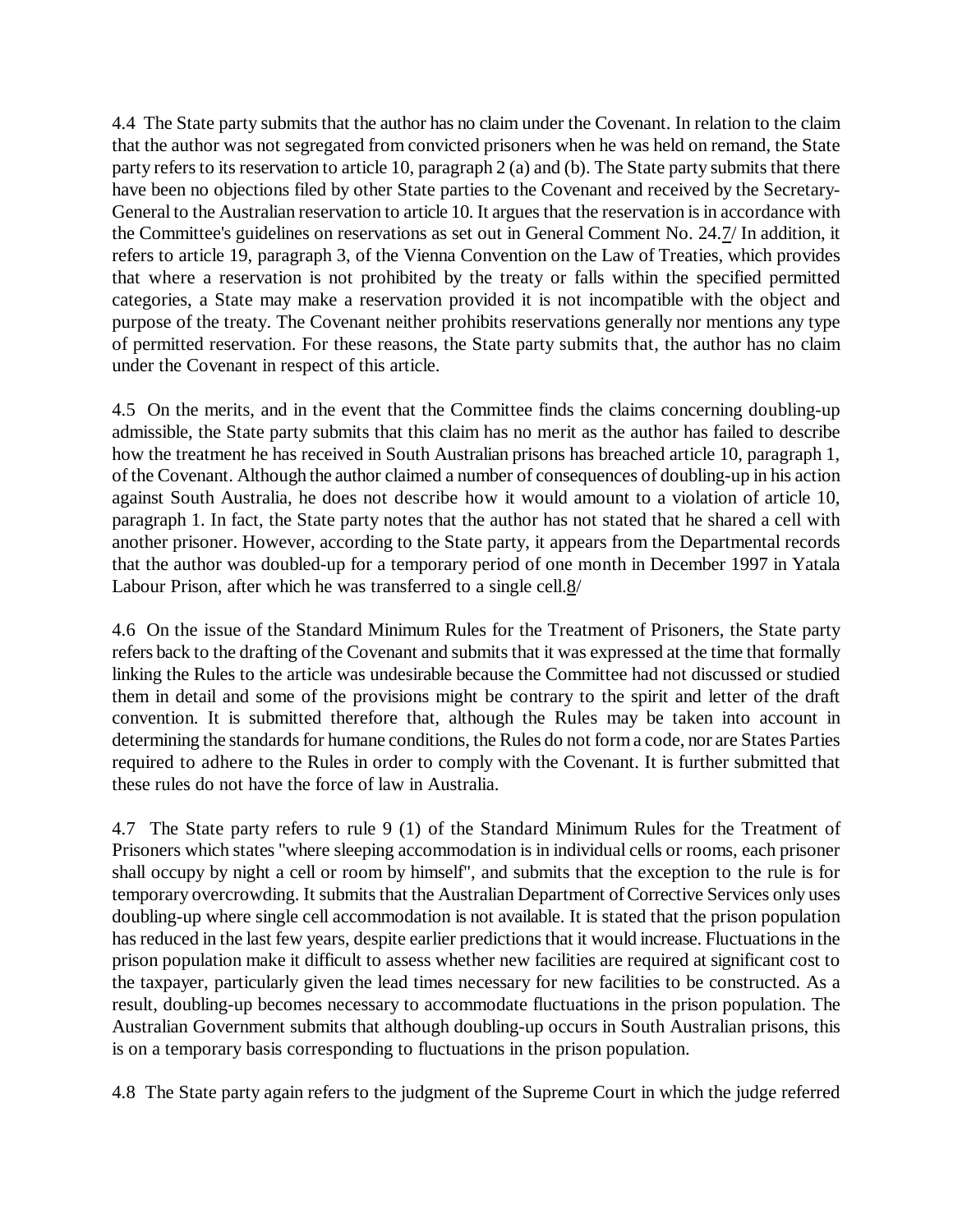4.4 The State party submits that the author has no claim under the Covenant. In relation to the claim that the author was not segregated from convicted prisoners when he was held on remand, the State party refers to its reservation to article 10, paragraph 2 (a) and (b). The State party submits that there have been no objections filed by other State parties to the Covenant and received by the Secretary-General to the Australian reservation to article 10. It argues that the reservation is in accordance with the Committee's guidelines on reservations as set out in General Comment No. 24.7/ In addition, it refers to article 19, paragraph 3, of the Vienna Convention on the Law of Treaties, which provides that where a reservation is not prohibited by the treaty or falls within the specified permitted categories, a State may make a reservation provided it is not incompatible with the object and purpose of the treaty. The Covenant neither prohibits reservations generally nor mentions any type of permitted reservation. For these reasons, the State party submits that, the author has no claim under the Covenant in respect of this article.

4.5 On the merits, and in the event that the Committee finds the claims concerning doubling-up admissible, the State party submits that this claim has no merit as the author has failed to describe how the treatment he has received in South Australian prisons has breached article 10, paragraph 1, of the Covenant. Although the author claimed a number of consequences of doubling-up in his action against South Australia, he does not describe how it would amount to a violation of article 10, paragraph 1. In fact, the State party notes that the author has not stated that he shared a cell with another prisoner. However, according to the State party, it appears from the Departmental records that the author was doubled-up for a temporary period of one month in December 1997 in Yatala Labour Prison, after which he was transferred to a single cell.8/

4.6 On the issue of the Standard Minimum Rules for the Treatment of Prisoners, the State party refers back to the drafting of the Covenant and submits that it was expressed at the time that formally linking the Rules to the article was undesirable because the Committee had not discussed or studied them in detail and some of the provisions might be contrary to the spirit and letter of the draft convention. It is submitted therefore that, although the Rules may be taken into account in determining the standards for humane conditions, the Rules do not form a code, nor are States Parties required to adhere to the Rules in order to comply with the Covenant. It is further submitted that these rules do not have the force of law in Australia.

4.7 The State party refers to rule 9 (1) of the Standard Minimum Rules for the Treatment of Prisoners which states "where sleeping accommodation is in individual cells or rooms, each prisoner shall occupy by night a cell or room by himself", and submits that the exception to the rule is for temporary overcrowding. It submits that the Australian Department of Corrective Services only uses doubling-up where single cell accommodation is not available. It is stated that the prison population has reduced in the last few years, despite earlier predictions that it would increase. Fluctuations in the prison population make it difficult to assess whether new facilities are required at significant cost to the taxpayer, particularly given the lead times necessary for new facilities to be constructed. As a result, doubling-up becomes necessary to accommodate fluctuations in the prison population. The Australian Government submits that although doubling-up occurs in South Australian prisons, this is on a temporary basis corresponding to fluctuations in the prison population.

4.8 The State party again refers to the judgment of the Supreme Court in which the judge referred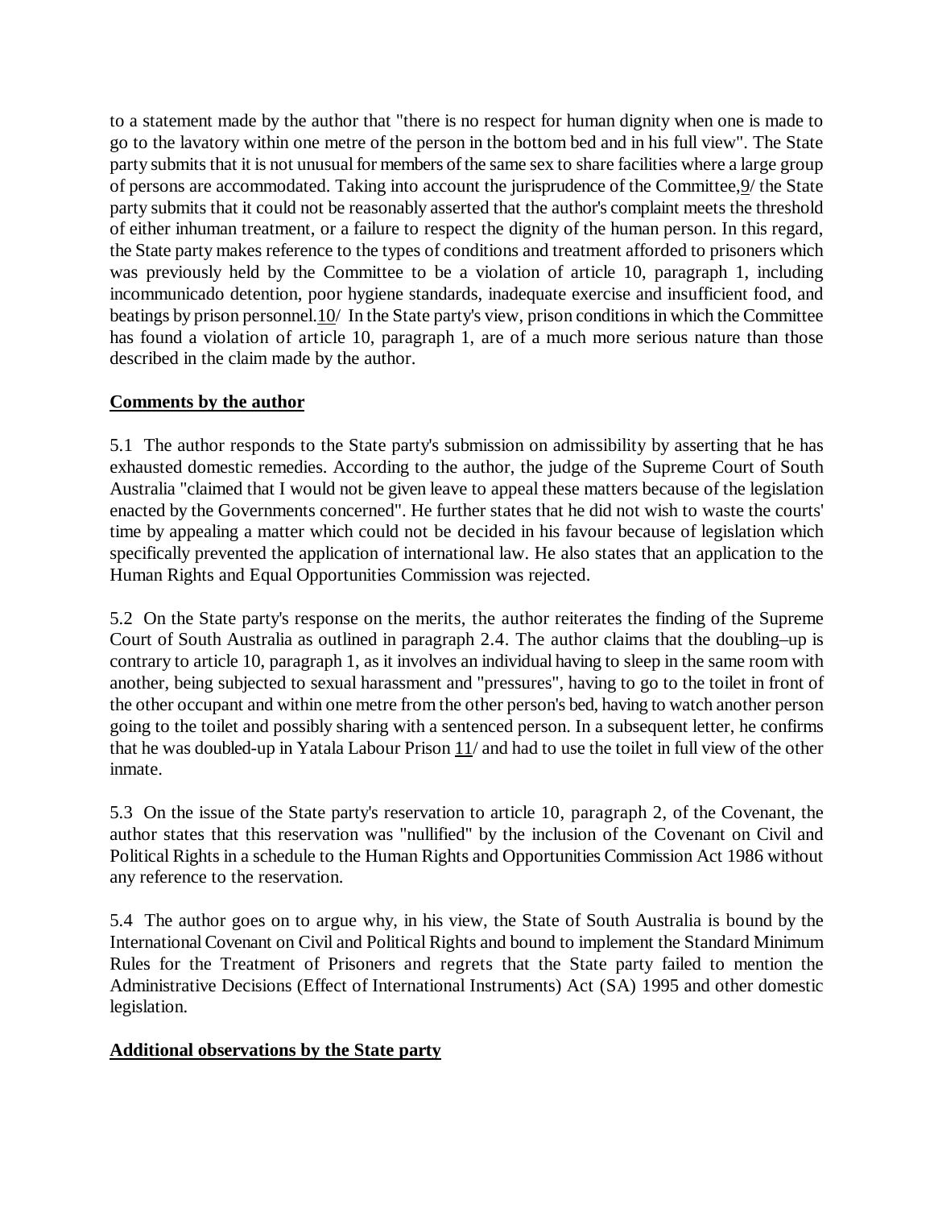to a statement made by the author that "there is no respect for human dignity when one is made to go to the lavatory within one metre of the person in the bottom bed and in his full view". The State party submits that it is not unusual for members of the same sex to share facilities where a large group of persons are accommodated. Taking into account the jurisprudence of the Committee,9/ the State party submits that it could not be reasonably asserted that the author's complaint meets the threshold of either inhuman treatment, or a failure to respect the dignity of the human person. In this regard, the State party makes reference to the types of conditions and treatment afforded to prisoners which was previously held by the Committee to be a violation of article 10, paragraph 1, including incommunicado detention, poor hygiene standards, inadequate exercise and insufficient food, and beatings by prison personnel.10/ In the State party's view, prison conditions in which the Committee has found a violation of article 10, paragraph 1, are of a much more serious nature than those described in the claim made by the author.

## Comments by the author

5.1 The author responds to the State party's submission on admissibility by asserting that he has exhausted domestic remedies. According to the author, the judge of the Supreme Court of South Australia "claimed that I would not be given leave to appeal these matters because of the legislation enacted by the Governments concerned". He further states that he did not wish to waste the courts' time by appealing a matter which could not be decided in his favour because of legislation which specifically prevented the application of international law. He also states that an application to the Human Rights and Equal Opportunities Commission was rejected.

5.2 On the State party's response on the merits, the author reiterates the finding of the Supreme Court of South Australia as outlined in paragraph 2.4. The author claims that the doubling–up is contrary to article 10, paragraph 1, as it involves an individual having to sleep in the same room with another, being subjected to sexual harassment and "pressures", having to go to the toilet in front of the other occupant and within one metre from the other person's bed, having to watch another person going to the toilet and possibly sharing with a sentenced person. In a subsequent letter, he confirms that he was doubled-up in Yatala Labour Prison 11/ and had to use the toilet in full view of the other inmate.

5.3 On the issue of the State party's reservation to article 10, paragraph 2, of the Covenant, the author states that this reservation was "nullified" by the inclusion of the Covenant on Civil and Political Rights in a schedule to the Human Rights and Opportunities Commission Act 1986 without any reference to the reservation.

5.4 The author goes on to argue why, in his view, the State of South Australia is bound by the International Covenant on Civil and Political Rights and bound to implement the Standard Minimum Rules for the Treatment of Prisoners and regrets that the State party failed to mention the Administrative Decisions (Effect of International Instruments) Act (SA) 1995 and other domestic legislation.

## Additional observations by the State party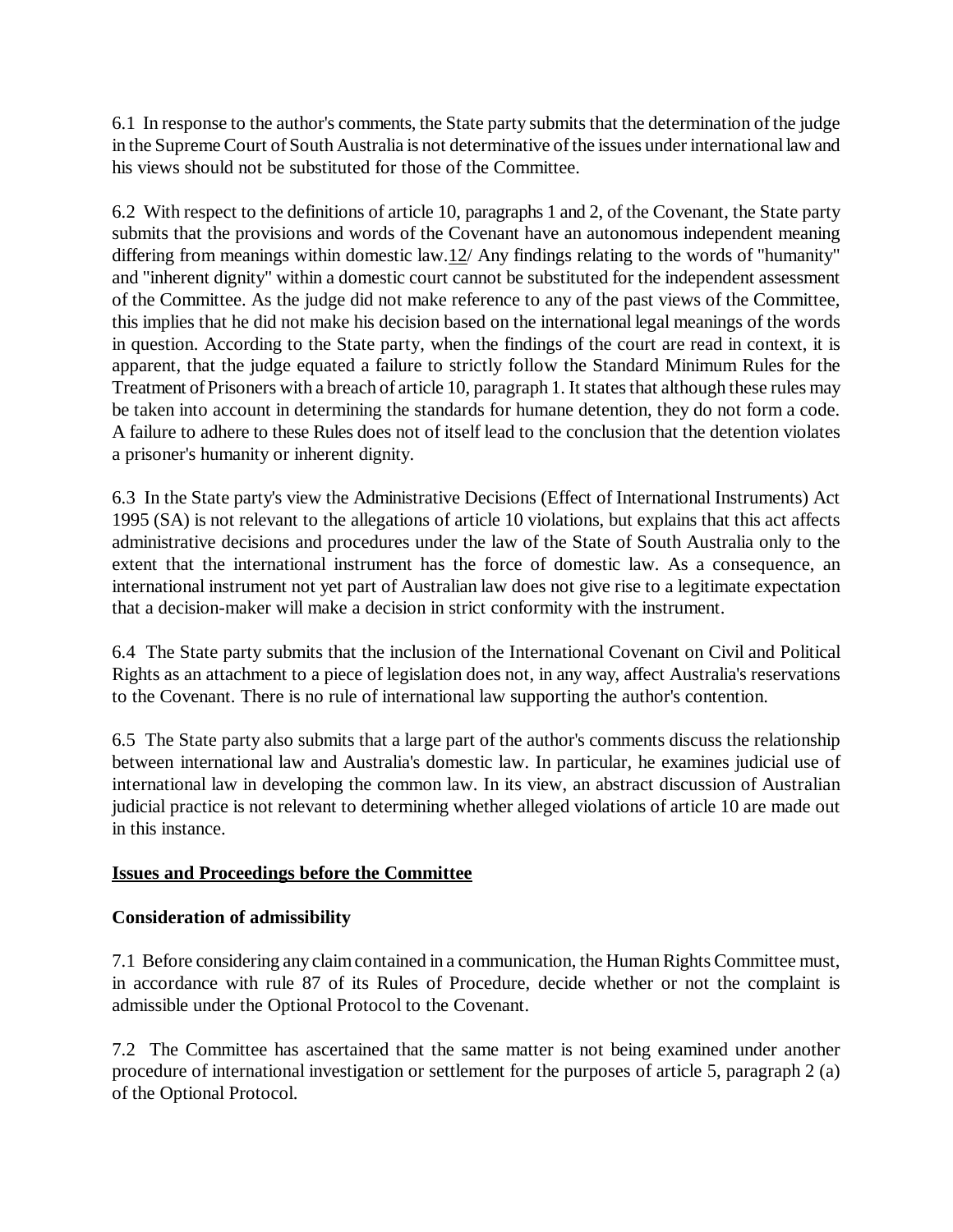6.1 In response to the author's comments, the State party submits that the determination of the judge in the Supreme Court of South Australia is not determinative of the issues under international law and his views should not be substituted for those of the Committee.

6.2 With respect to the definitions of article 10, paragraphs 1 and 2, of the Covenant, the State party submits that the provisions and words of the Covenant have an autonomous independent meaning differing from meanings within domestic law.12/ Any findings relating to the words of "humanity" and "inherent dignity" within a domestic court cannot be substituted for the independent assessment of the Committee. As the judge did not make reference to any of the past views of the Committee, this implies that he did not make his decision based on the international legal meanings of the words in question. According to the State party, when the findings of the court are read in context, it is apparent, that the judge equated a failure to strictly follow the Standard Minimum Rules for the Treatment of Prisoners with a breach of article 10, paragraph 1. It states that although these rules may be taken into account in determining the standards for humane detention, they do not form a code. A failure to adhere to these Rules does not of itself lead to the conclusion that the detention violates a prisoner's humanity or inherent dignity.

6.3 In the State party's view the Administrative Decisions (Effect of International Instruments) Act 1995 (SA) is not relevant to the allegations of article 10 violations, but explains that this act affects administrative decisions and procedures under the law of the State of South Australia only to the extent that the international instrument has the force of domestic law. As a consequence, an international instrument not yet part of Australian law does not give rise to a legitimate expectation that a decision-maker will make a decision in strict conformity with the instrument.

6.4 The State party submits that the inclusion of the International Covenant on Civil and Political Rights as an attachment to a piece of legislation does not, in any way, affect Australia's reservations to the Covenant. There is no rule of international law supporting the author's contention.

6.5 The State party also submits that a large part of the author's comments discuss the relationship between international law and Australia's domestic law. In particular, he examines judicial use of international law in developing the common law. In its view, an abstract discussion of Australian judicial practice is not relevant to determining whether alleged violations of article 10 are made out in this instance.

## Issues and Proceedings before the Committee

### Consideration of admissibility

7.1 Before considering any claim contained in a communication, the Human Rights Committee must, in accordance with rule 87 of its Rules of Procedure, decide whether or not the complaint is admissible under the Optional Protocol to the Covenant.

7.2 The Committee has ascertained that the same matter is not being examined under another procedure of international investigation or settlement for the purposes of article 5, paragraph 2 (a) of the Optional Protocol.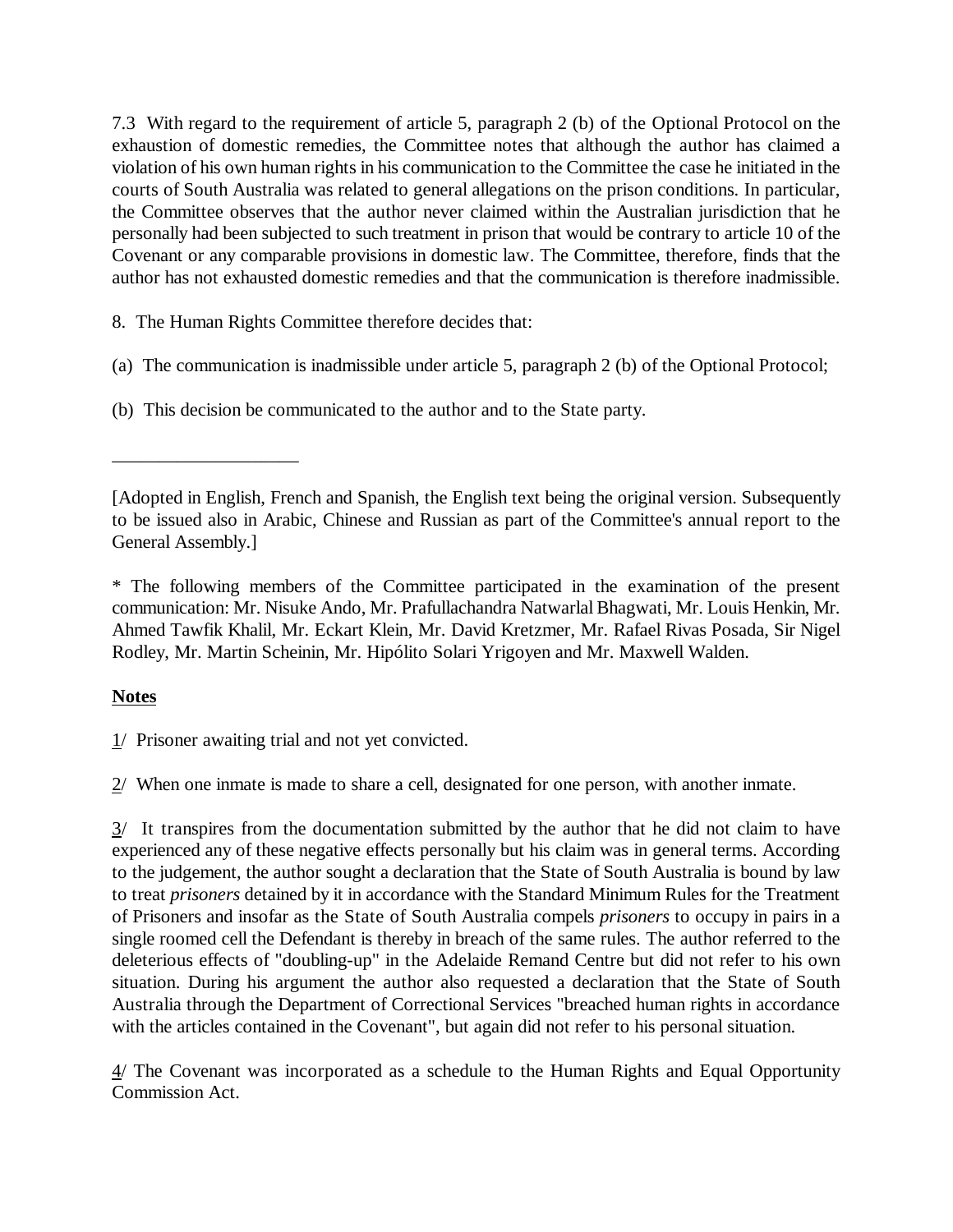7.3 With regard to the requirement of article 5, paragraph 2 (b) of the Optional Protocol on the exhaustion of domestic remedies, the Committee notes that although the author has claimed a violation of his own human rights in his communication to the Committee the case he initiated in the courts of South Australia was related to general allegations on the prison conditions. In particular, the Committee observes that the author never claimed within the Australian jurisdiction that he personally had been subjected to such treatment in prison that would be contrary to article 10 of the Covenant or any comparable provisions in domestic law. The Committee, therefore, finds that the author has not exhausted domestic remedies and that the communication is therefore inadmissible.

8. The Human Rights Committee therefore decides that:

(a) The communication is inadmissible under article 5, paragraph 2 (b) of the Optional Protocol;

(b) This decision be communicated to the author and to the State party.

____________________

[Adopted in English, French and Spanish, the English text being the original version. Subsequently to be issued also in Arabic, Chinese and Russian as part of the Committee's annual report to the General Assembly.]

* The following members of the Committee participated in the examination of the present communication: Mr. Nisuke Ando, Mr. Prafullachandra Natwarlal Bhagwati, Mr. Louis Henkin, Mr. Ahmed Tawfik Khalil, Mr. Eckart Klein, Mr. David Kretzmer, Mr. Rafael Rivas Posada, Sir Nigel Rodley, Mr. Martin Scheinin, Mr. Hipólito Solari Yrigoyen and Mr. Maxwell Walden.

## Notes

1/ Prisoner awaiting trial and not yet convicted.

2/ When one inmate is made to share a cell, designated for one person, with another inmate.

3/ It transpires from the documentation submitted by the author that he did not claim to have experienced any of these negative effects personally but his claim was in general terms. According to the judgement, the author sought a declaration that the State of South Australia is bound by law to treat *prisoners* detained by it in accordance with the Standard Minimum Rules for the Treatment of Prisoners and insofar as the State of South Australia compels *prisoners* to occupy in pairs in a single roomed cell the Defendant is thereby in breach of the same rules. The author referred to the deleterious effects of "doubling-up" in the Adelaide Remand Centre but did not refer to his own situation. During his argument the author also requested a declaration that the State of South Australia through the Department of Correctional Services "breached human rights in accordance with the articles contained in the Covenant", but again did not refer to his personal situation.

4/ The Covenant was incorporated as a schedule to the Human Rights and Equal Opportunity Commission Act.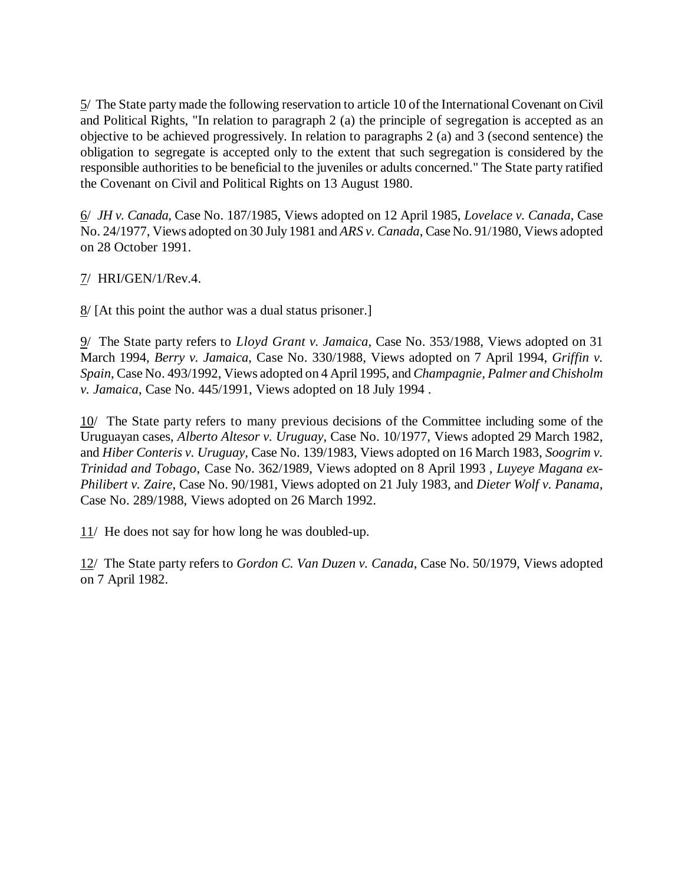5/ The State party made the following reservation to article 10 of the International Covenant on Civil and Political Rights, "In relation to paragraph 2 (a) the principle of segregation is accepted as an objective to be achieved progressively. In relation to paragraphs 2 (a) and 3 (second sentence) the obligation to segregate is accepted only to the extent that such segregation is considered by the responsible authorities to be beneficial to the juveniles or adults concerned." The State party ratified the Covenant on Civil and Political Rights on 13 August 1980.

6/ *JH v. Canada*, Case No. 187/1985, Views adopted on 12 April 1985, *Lovelace v. Canada*, Case No. 24/1977, Views adopted on 30 July 1981 and *ARS v. Canada*, Case No. 91/1980, Views adopted on 28 October 1991.

7/ HRI/GEN/1/Rev.4.

8/ [At this point the author was a dual status prisoner.]

9/ The State party refers to *Lloyd Grant v. Jamaica*, Case No. 353/1988, Views adopted on 31 March 1994, *Berry v. Jamaica*, Case No. 330/1988, Views adopted on 7 April 1994, *Griffin v. Spain*, Case No. 493/1992, Views adopted on 4 April 1995, and *Champagnie, Palmer and Chisholm v. Jamaica*, Case No. 445/1991, Views adopted on 18 July 1994 .

10/ The State party refers to many previous decisions of the Committee including some of the Uruguayan cases, *Alberto Altesor v. Uruguay*, Case No. 10/1977, Views adopted 29 March 1982, and *Hiber Conteris v. Uruguay*, Case No. 139/1983, Views adopted on 16 March 1983, *Soogrim v. Trinidad and Tobago*, Case No. 362/1989, Views adopted on 8 April 1993 , *Luyeye Magana ex-Philibert v. Zaire*, Case No. 90/1981, Views adopted on 21 July 1983, and *Dieter Wolf v. Panama*, Case No. 289/1988, Views adopted on 26 March 1992.

11/ He does not say for how long he was doubled-up.

12/ The State party refers to *Gordon C. Van Duzen v. Canada*, Case No. 50/1979, Views adopted on 7 April 1982.